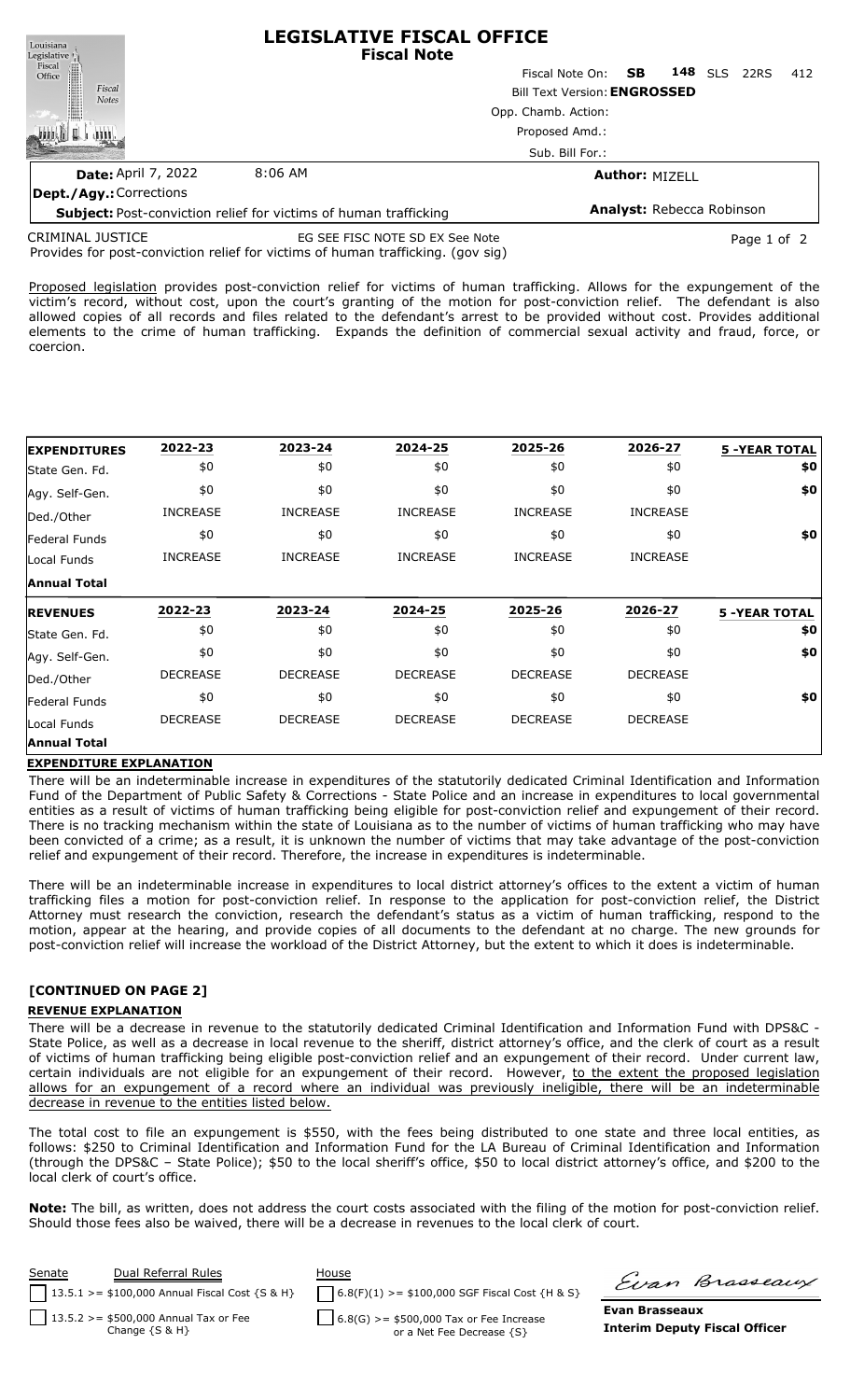# LEGISLATIVE FISCAL OFFICE
**Fiscal Note**

Fiscal Note On: **SB 148** SLS 22RS 412

Bill Text Version: **ENGROSSED**

Opp. Chamb. Action:

Proposed Amd.:

Sub. Bill For.:

**Date:** April 7, 2022 8:06 AM

**Author:** MIZELL

**Dept./Agy.:** Corrections

**Subject:** Post-conviction relief for victims of human trafficking

**Analyst:** Rebecca Robinson

CRIMINAL JUSTICE EG SEE FISC NOTE SD EX See Note

Provides for post-conviction relief for victims of human trafficking. (gov sig)

Proposed legislation provides post-conviction relief for victims of human trafficking. Allows for the expungement of the victim's record, without cost, upon the court's granting of the motion for post-conviction relief. The defendant is also allowed copies of all records and files related to the defendant's arrest to be provided without cost. Provides additional elements to the crime of human trafficking. Expands the definition of commercial sexual activity and fraud, force, or coercion.

| **EXPENDITURES** | **2022-23** | **2023-24** | **2024-25** | **2025-26** | **2026-27** | **5 -YEAR TOTAL** |
|---|---|---|---|---|---|---|
| State Gen. Fd. | $0 | $0 | $0 | $0 | $0 | **$0** |
| Agy. Self-Gen. | $0 | $0 | $0 | $0 | $0 | **$0** |
| Ded./Other | INCREASE | INCREASE | INCREASE | INCREASE | INCREASE | |
| Federal Funds | $0 | $0 | $0 | $0 | $0 | **$0** |
| Local Funds | INCREASE | INCREASE | INCREASE | INCREASE | INCREASE | |
| **Annual Total** | | | | | | |

| **REVENUES** | **2022-23** | **2023-24** | **2024-25** | **2025-26** | **2026-27** | **5 -YEAR TOTAL** |
|---|---|---|---|---|---|---|
| State Gen. Fd. | $0 | $0 | $0 | $0 | $0 | **$0** |
| Agy. Self-Gen. | $0 | $0 | $0 | $0 | $0 | **$0** |
| Ded./Other | DECREASE | DECREASE | DECREASE | DECREASE | DECREASE | |
| Federal Funds | $0 | $0 | $0 | $0 | $0 | **$0** |
| Local Funds | DECREASE | DECREASE | DECREASE | DECREASE | DECREASE | |
| **Annual Total** | | | | | | |

## EXPENDITURE EXPLANATION

There will be an indeterminable increase in expenditures of the statutorily dedicated Criminal Identification and Information Fund of the Department of Public Safety & Corrections - State Police and an increase in expenditures to local governmental entities as a result of victims of human trafficking being eligible for post-conviction relief and expungement of their record. There is no tracking mechanism within the state of Louisiana as to the number of victims of human trafficking who may have been convicted of a crime; as a result, it is unknown the number of victims that may take advantage of the post-conviction relief and expungement of their record. Therefore, the increase in expenditures is indeterminable.

There will be an indeterminable increase in expenditures to local district attorney's offices to the extent a victim of human trafficking files a motion for post-conviction relief. In response to the application for post-conviction relief, the District Attorney must research the conviction, research the defendant's status as a victim of human trafficking, respond to the motion, appear at the hearing, and provide copies of all documents to the defendant at no charge. The new grounds for post-conviction relief will increase the workload of the District Attorney, but the extent to which it does is indeterminable.

**[CONTINUED ON PAGE 2]**

## REVENUE EXPLANATION

There will be a decrease in revenue to the statutorily dedicated Criminal Identification and Information Fund with DPS&C - State Police, as well as a decrease in local revenue to the sheriff, district attorney's office, and the clerk of court as a result of victims of human trafficking being eligible post-conviction relief and an expungement of their record. Under current law, certain individuals are not eligible for an expungement of their record. However, to the extent the proposed legislation allows for an expungement of a record where an individual was previously ineligible, there will be an indeterminable decrease in revenue to the entities listed below.

The total cost to file an expungement is $550, with the fees being distributed to one state and three local entities, as follows: $250 to Criminal Identification and Information Fund for the LA Bureau of Criminal Identification and Information (through the DPS&C – State Police); $50 to the local sheriff's office, $50 to local district attorney's office, and $200 to the local clerk of court's office.

**Note:** The bill, as written, does not address the court costs associated with the filing of the motion for post-conviction relief. Should those fees also be waived, there will be a decrease in revenues to the local clerk of court.

| Senate | Dual Referral Rules | House |
|---|---|---|
| ☐ 13.5.1 >= $100,000 Annual Fiscal Cost {S & H} | | ☐ 6.8(F)(1) >= $100,000 SGF Fiscal Cost {H & S} |
| ☐ 13.5.2 >= $500,000 Annual Tax or Fee Change {S & H} | | ☐ 6.8(G) >= $500,000 Tax or Fee Increase or a Net Fee Decrease {S} |

**Evan Brasseaux**
**Interim Deputy Fiscal Officer**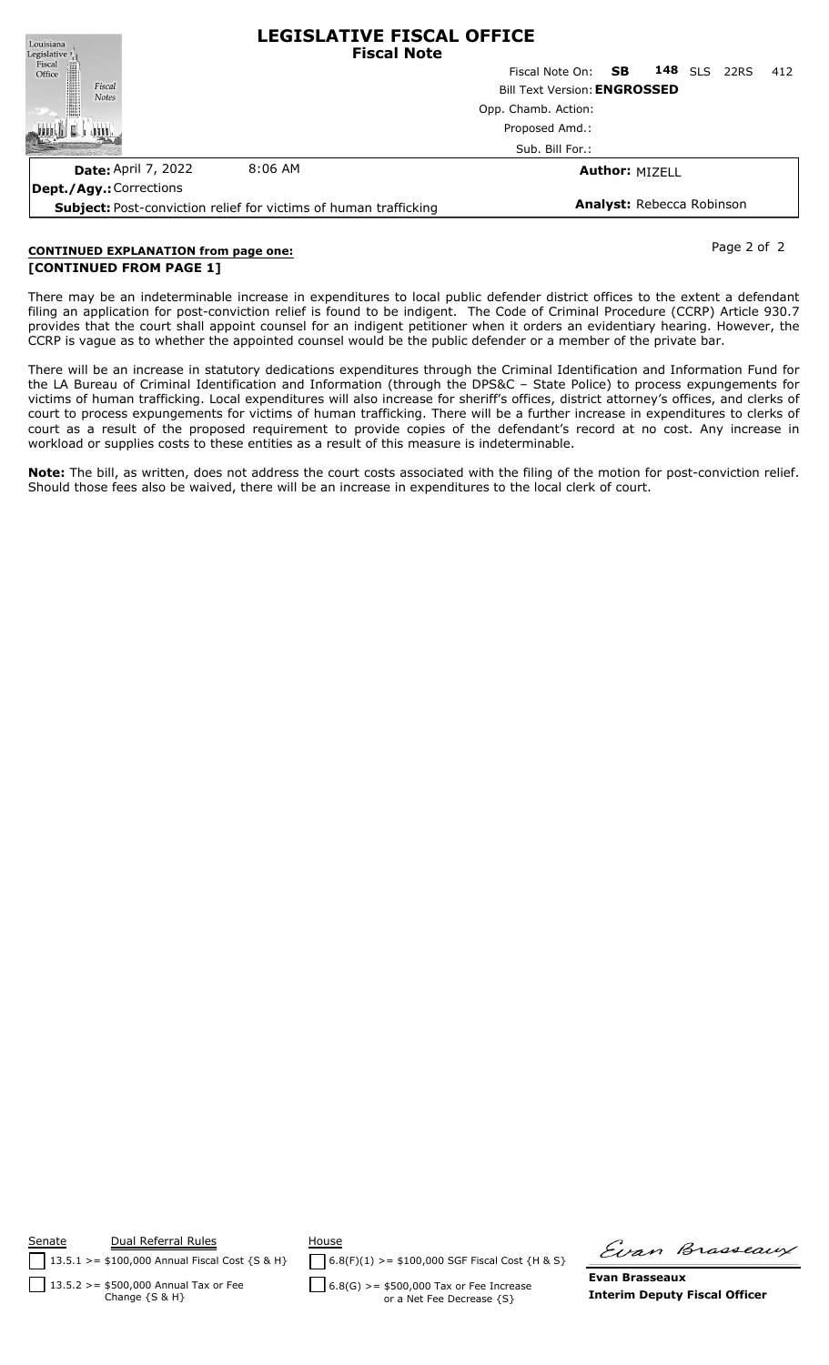# LEGISLATIVE FISCAL OFFICE
## Fiscal Note

Fiscal Note On: **SB 148** SLS 22RS 412

Bill Text Version: **ENGROSSED**

Opp. Chamb. Action:

Proposed Amd.:

Sub. Bill For.:

**Date:** April 7, 2022 8:06 AM

**Author:** MIZELL

**Dept./Agy.:** Corrections

**Subject:** Post-conviction relief for victims of human trafficking

**Analyst:** Rebecca Robinson

**CONTINUED EXPLANATION from page one:**
**[CONTINUED FROM PAGE 1]**

There may be an indeterminable increase in expenditures to local public defender district offices to the extent a defendant filing an application for post-conviction relief is found to be indigent. The Code of Criminal Procedure (CCRP) Article 930.7 provides that the court shall appoint counsel for an indigent petitioner when it orders an evidentiary hearing. However, the CCRP is vague as to whether the appointed counsel would be the public defender or a member of the private bar.

There will be an increase in statutory dedications expenditures through the Criminal Identification and Information Fund for the LA Bureau of Criminal Identification and Information (through the DPS&C – State Police) to process expungements for victims of human trafficking. Local expenditures will also increase for sheriff's offices, district attorney's offices, and clerks of court to process expungements for victims of human trafficking. There will be a further increase in expenditures to clerks of court as a result of the proposed requirement to provide copies of the defendant's record at no cost. Any increase in workload or supplies costs to these entities as a result of this measure is indeterminable.

**Note:** The bill, as written, does not address the court costs associated with the filing of the motion for post-conviction relief. Should those fees also be waived, there will be an increase in expenditures to the local clerk of court.

| Senate | Dual Referral Rules | House |
|---|---|---|
| ☐ 13.5.1 >= $100,000 Annual Fiscal Cost {S & H} | | ☐ 6.8(F)(1) >= $100,000 SGF Fiscal Cost {H & S} |
| ☐ 13.5.2 >= $500,000 Annual Tax or Fee Change {S & H} | | ☐ 6.8(G) >= $500,000 Tax or Fee Increase or a Net Fee Decrease {S} |

Evan Brasseaux

**Evan Brasseaux**
**Interim Deputy Fiscal Officer**